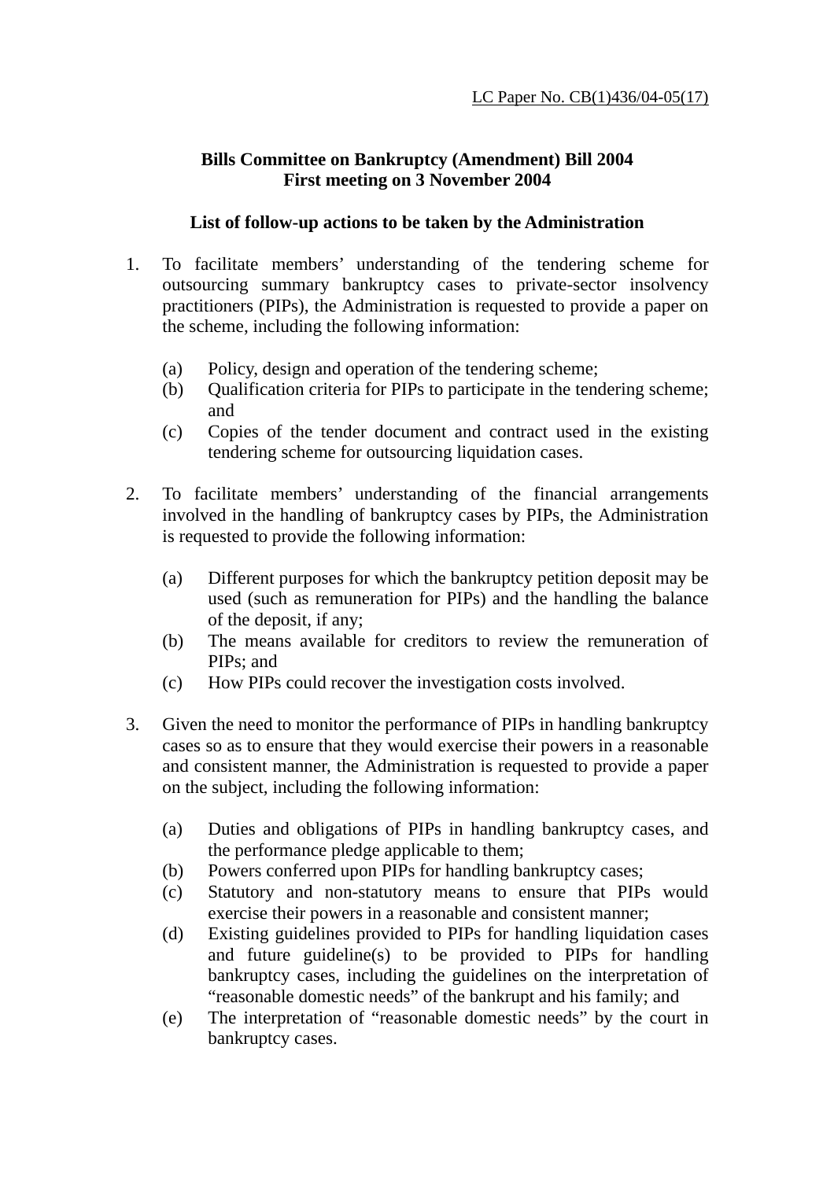LC Paper No. CB(1)436/04-05(17)

**Bills Committee on Bankruptcy (Amendment) Bill 2004**
**First meeting on 3 November 2004**

**List of follow-up actions to be taken by the Administration**

1. To facilitate members' understanding of the tendering scheme for outsourcing summary bankruptcy cases to private-sector insolvency practitioners (PIPs), the Administration is requested to provide a paper on the scheme, including the following information:

   (a) Policy, design and operation of the tendering scheme;
   (b) Qualification criteria for PIPs to participate in the tendering scheme; and
   (c) Copies of the tender document and contract used in the existing tendering scheme for outsourcing liquidation cases.

2. To facilitate members' understanding of the financial arrangements involved in the handling of bankruptcy cases by PIPs, the Administration is requested to provide the following information:

   (a) Different purposes for which the bankruptcy petition deposit may be used (such as remuneration for PIPs) and the handling the balance of the deposit, if any;
   (b) The means available for creditors to review the remuneration of PIPs; and
   (c) How PIPs could recover the investigation costs involved.

3. Given the need to monitor the performance of PIPs in handling bankruptcy cases so as to ensure that they would exercise their powers in a reasonable and consistent manner, the Administration is requested to provide a paper on the subject, including the following information:

   (a) Duties and obligations of PIPs in handling bankruptcy cases, and the performance pledge applicable to them;
   (b) Powers conferred upon PIPs for handling bankruptcy cases;
   (c) Statutory and non-statutory means to ensure that PIPs would exercise their powers in a reasonable and consistent manner;
   (d) Existing guidelines provided to PIPs for handling liquidation cases and future guideline(s) to be provided to PIPs for handling bankruptcy cases, including the guidelines on the interpretation of "reasonable domestic needs" of the bankrupt and his family; and
   (e) The interpretation of "reasonable domestic needs" by the court in bankruptcy cases.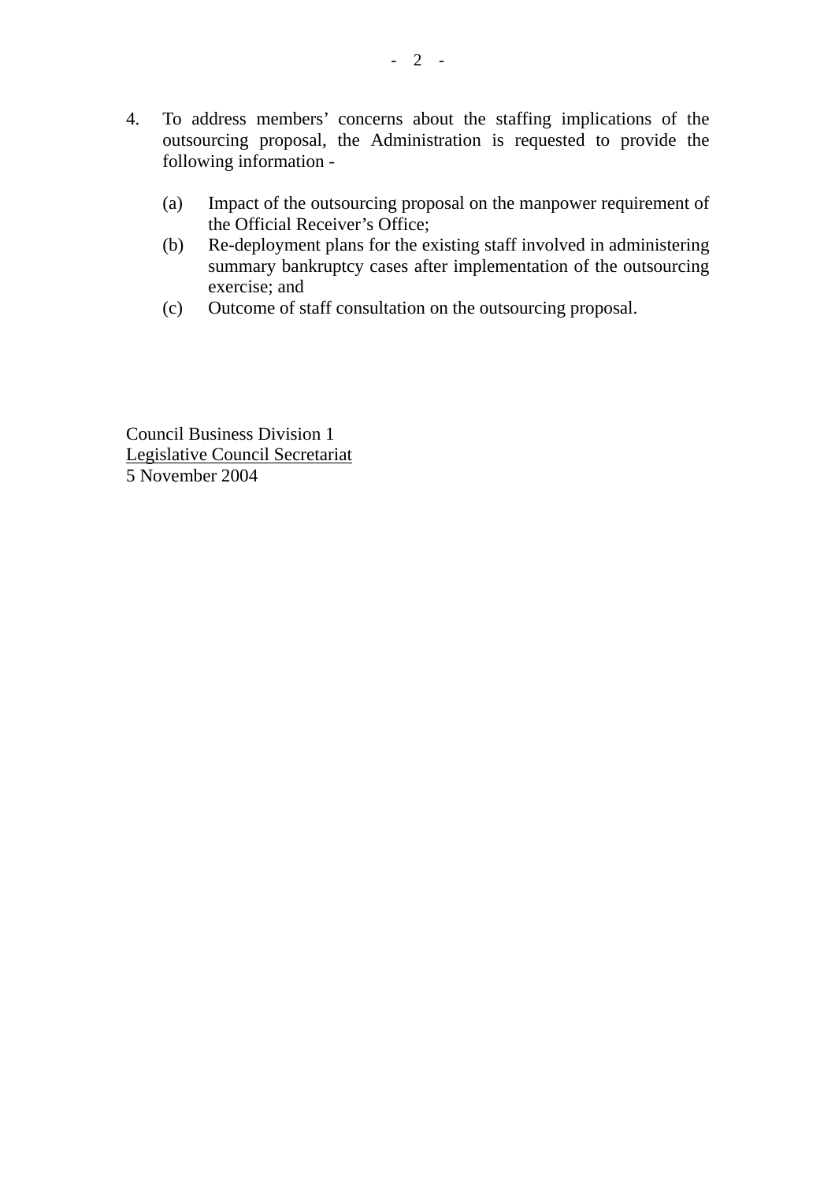4. To address members' concerns about the staffing implications of the outsourcing proposal, the Administration is requested to provide the following information -

   (a) Impact of the outsourcing proposal on the manpower requirement of the Official Receiver's Office;
   (b) Re-deployment plans for the existing staff involved in administering summary bankruptcy cases after implementation of the outsourcing exercise; and
   (c) Outcome of staff consultation on the outsourcing proposal.

Council Business Division 1
<u>Legislative Council Secretariat</u>
5 November 2004